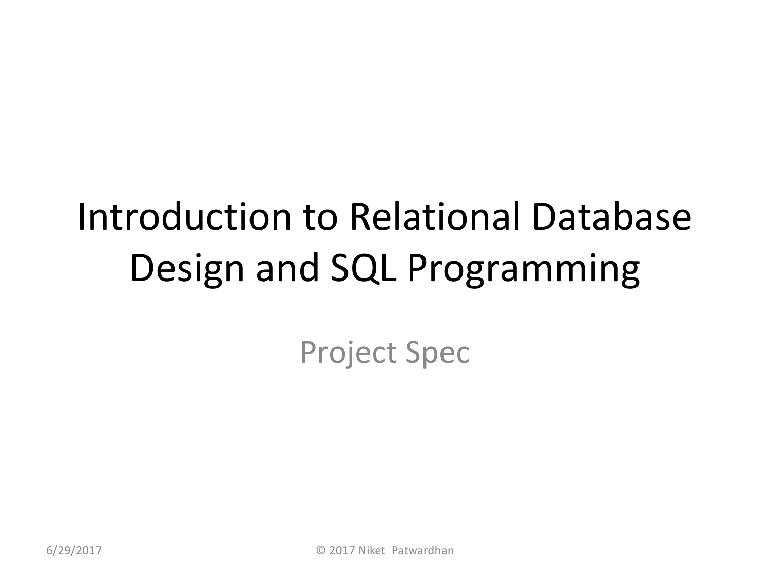# Introduction to Relational Database Design and SQL Programming

Project Spec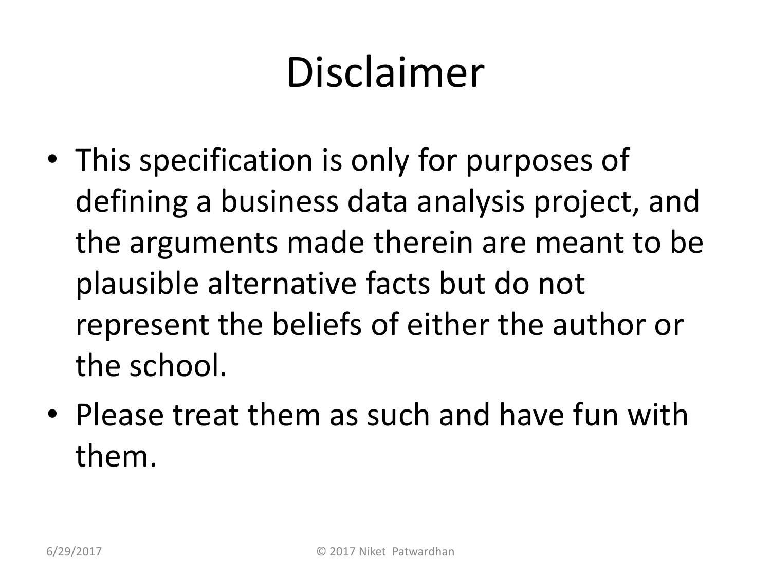# Disclaimer

- This specification is only for purposes of defining a business data analysis project, and the arguments made therein are meant to be plausible alternative facts but do not represent the beliefs of either the author or the school.
- Please treat them as such and have fun with them.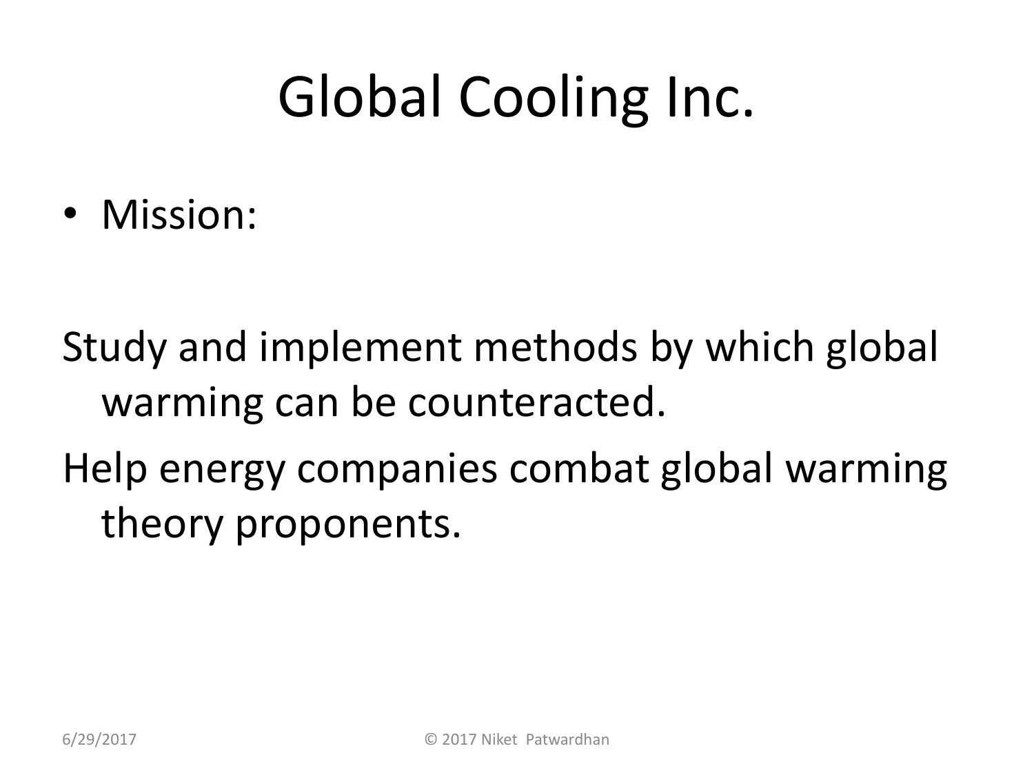# Global Cooling Inc.

- Mission:

Study and implement methods by which global warming can be counteracted.

Help energy companies combat global warming theory proponents.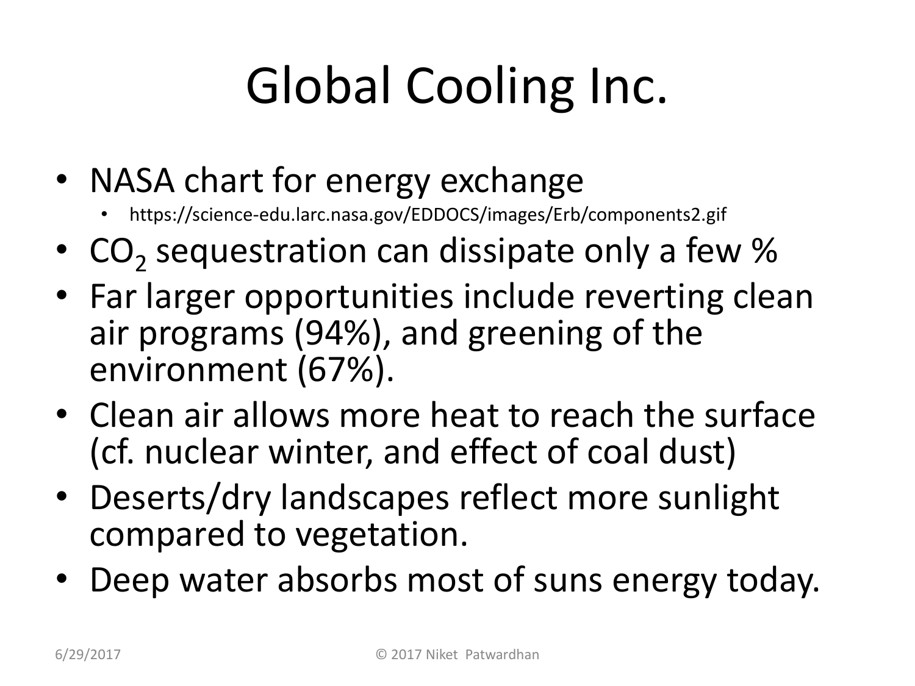# Global Cooling Inc.

- NASA chart for energy exchange
  - https://science-edu.larc.nasa.gov/EDDOCS/images/Erb/components2.gif
- $CO_2$ sequestration can dissipate only a few %
- Far larger opportunities include reverting clean air programs (94%), and greening of the environment (67%).
- Clean air allows more heat to reach the surface (cf. nuclear winter, and effect of coal dust)
- Deserts/dry landscapes reflect more sunlight compared to vegetation.
- Deep water absorbs most of suns energy today.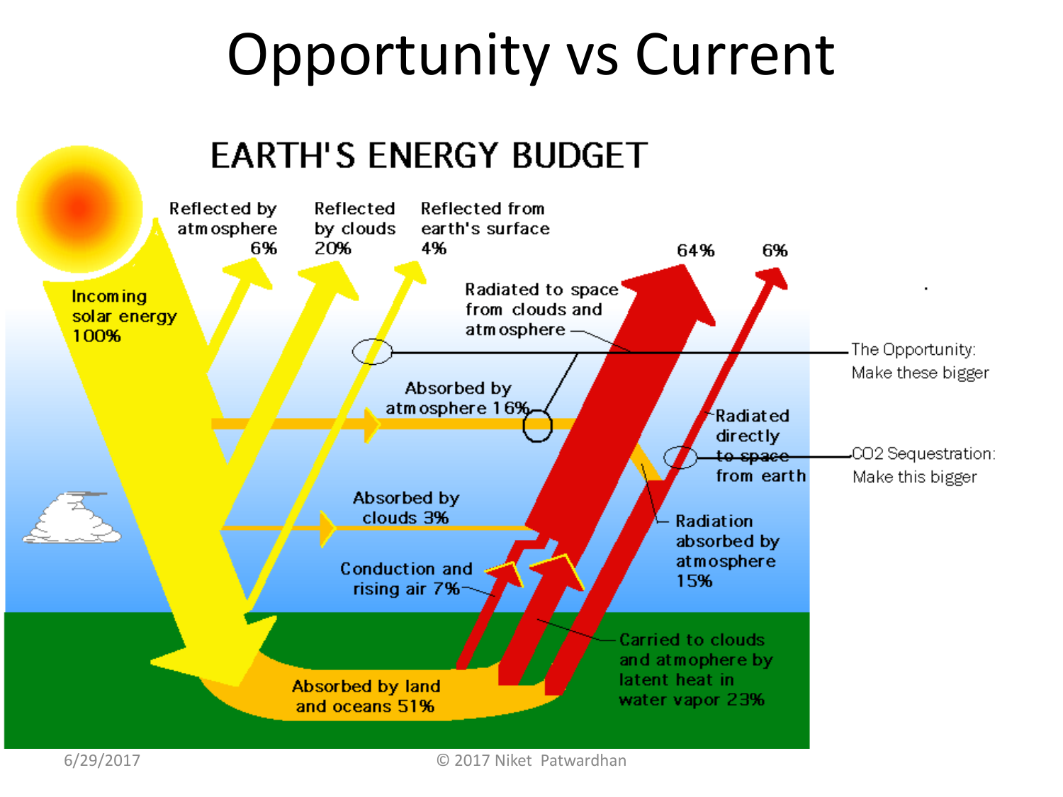# Opportunity vs Current

## EARTH'S ENERGY BUDGET

Reflected by atmosphere 6%

Reflected by clouds 20%

Reflected from earth's surface 4%

64%

6%

Incoming solar energy 100%

Radiated to space from clouds and atmosphere

The Opportunity: Make these bigger

Absorbed by atmosphere 16%

Radiated directly to space from earth

CO2 Sequestration: Make this bigger

Absorbed by clouds 3%

Radiation absorbed by atmosphere 15%

Conduction and rising air 7%

Carried to clouds and atmosphere by latent heat in water vapor 23%

Absorbed by land and oceans 51%

© 2017 Niket Patwardhan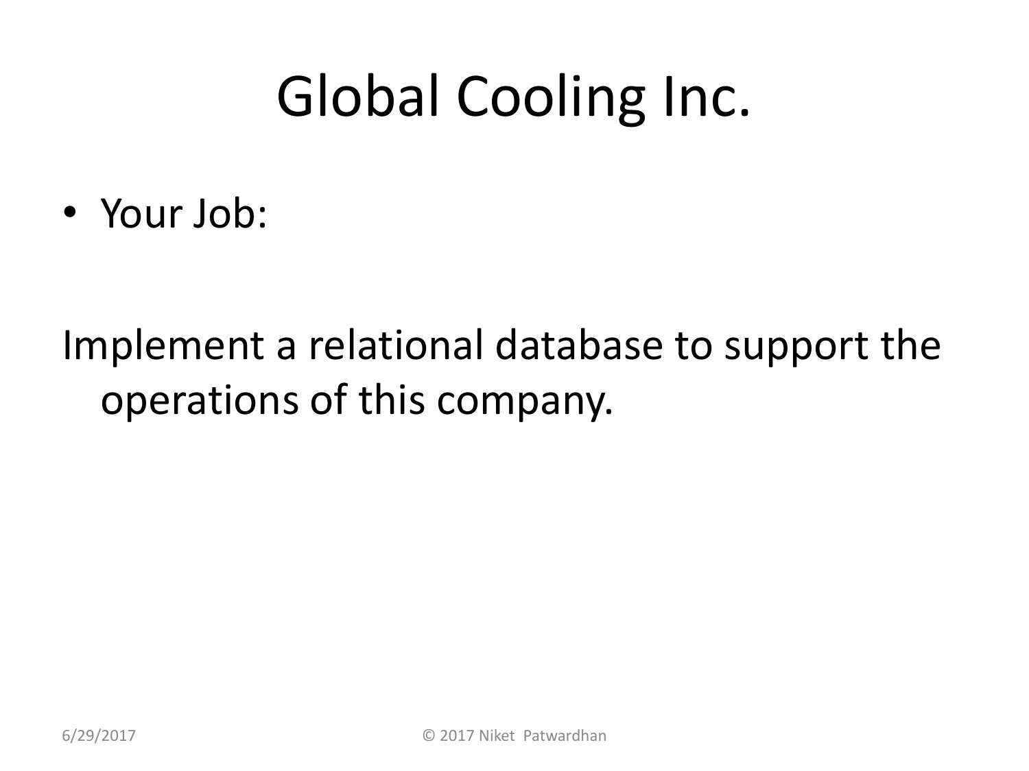# Global Cooling Inc.

- Your Job:

Implement a relational database to support the operations of this company.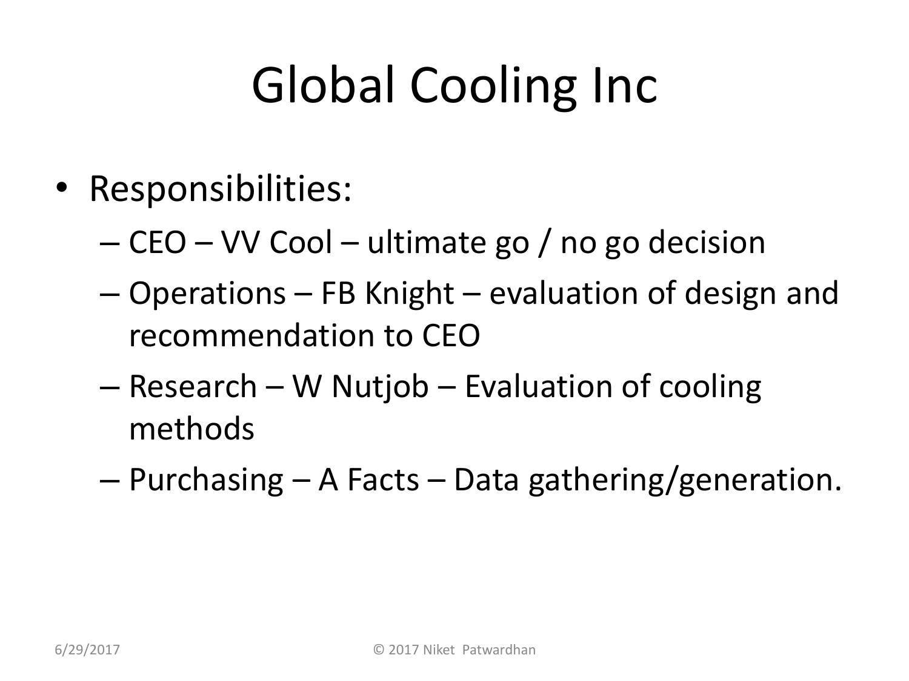# Global Cooling Inc

- Responsibilities:
  - CEO – VV Cool – ultimate go / no go decision
  - Operations – FB Knight – evaluation of design and recommendation to CEO
  - Research – W Nutjob – Evaluation of cooling methods
  - Purchasing – A Facts – Data gathering/generation.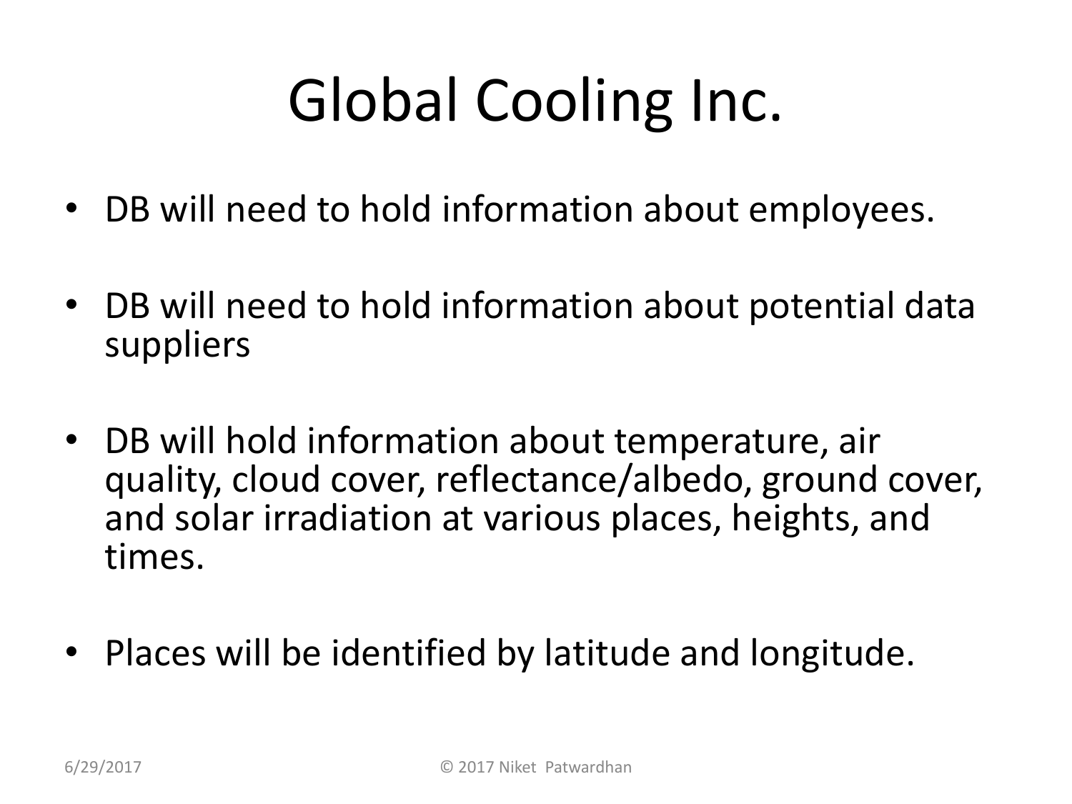# Global Cooling Inc.

- DB will need to hold information about employees.
- DB will need to hold information about potential data suppliers
- DB will hold information about temperature, air quality, cloud cover, reflectance/albedo, ground cover, and solar irradiation at various places, heights, and times.
- Places will be identified by latitude and longitude.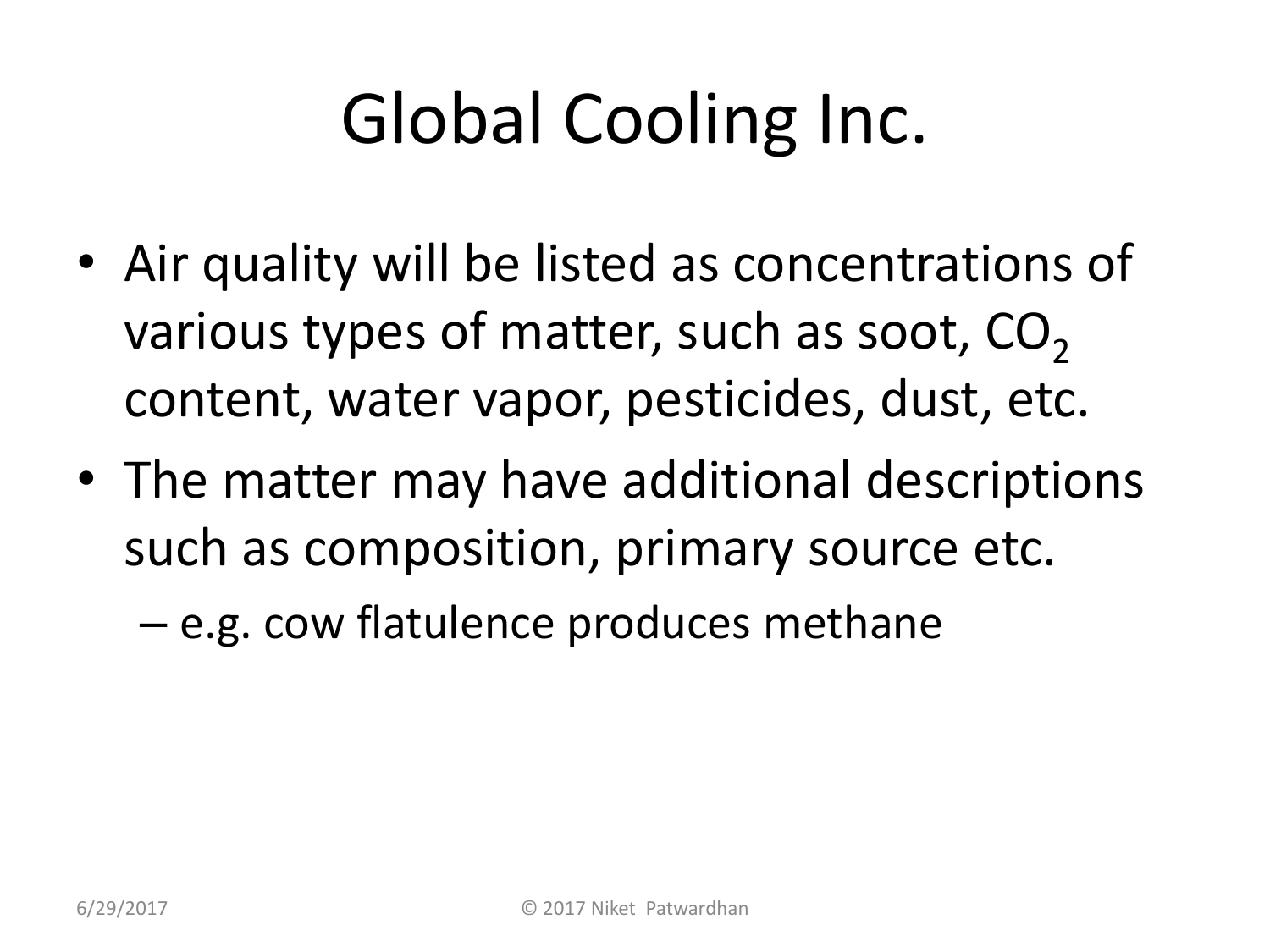# Global Cooling Inc.

- Air quality will be listed as concentrations of various types of matter, such as soot, $CO_2$ content, water vapor, pesticides, dust, etc.
- The matter may have additional descriptions such as composition, primary source etc.
  - e.g. cow flatulence produces methane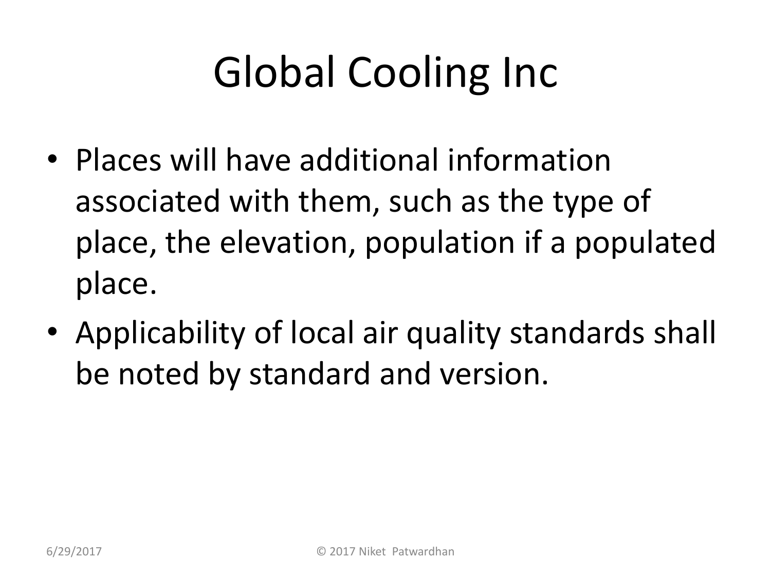# Global Cooling Inc

- Places will have additional information associated with them, such as the type of place, the elevation, population if a populated place.
- Applicability of local air quality standards shall be noted by standard and version.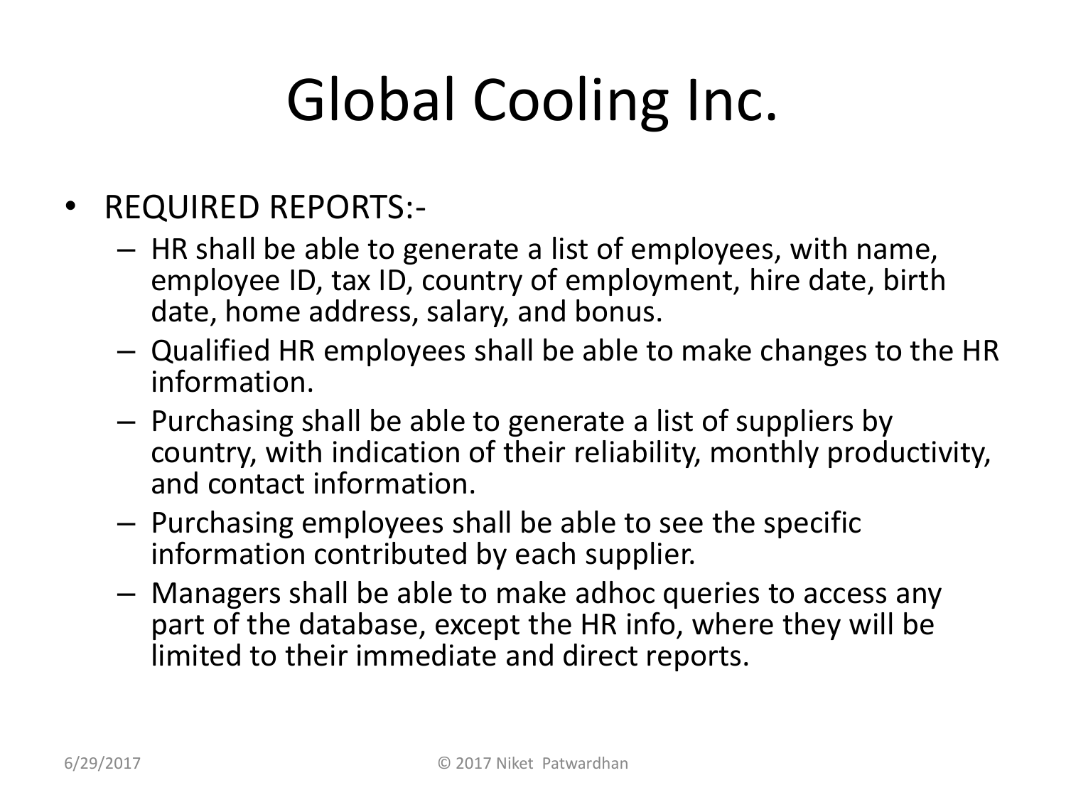# Global Cooling Inc.

- REQUIRED REPORTS:-
  - HR shall be able to generate a list of employees, with name, employee ID, tax ID, country of employment, hire date, birth date, home address, salary, and bonus.
  - Qualified HR employees shall be able to make changes to the HR information.
  - Purchasing shall be able to generate a list of suppliers by country, with indication of their reliability, monthly productivity, and contact information.
  - Purchasing employees shall be able to see the specific information contributed by each supplier.
  - Managers shall be able to make adhoc queries to access any part of the database, except the HR info, where they will be limited to their immediate and direct reports.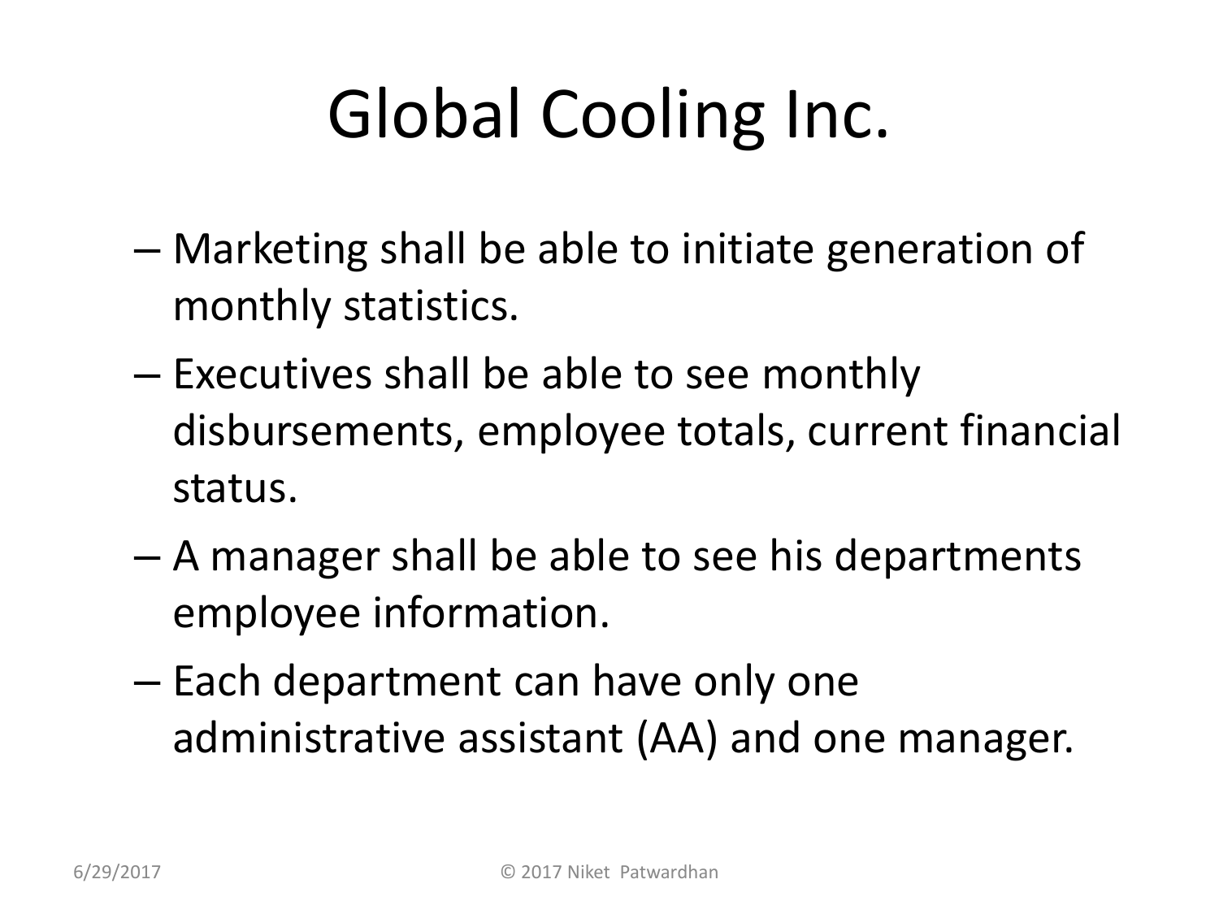# Global Cooling Inc.

- Marketing shall be able to initiate generation of monthly statistics.
- Executives shall be able to see monthly disbursements, employee totals, current financial status.
- A manager shall be able to see his departments employee information.
- Each department can have only one administrative assistant (AA) and one manager.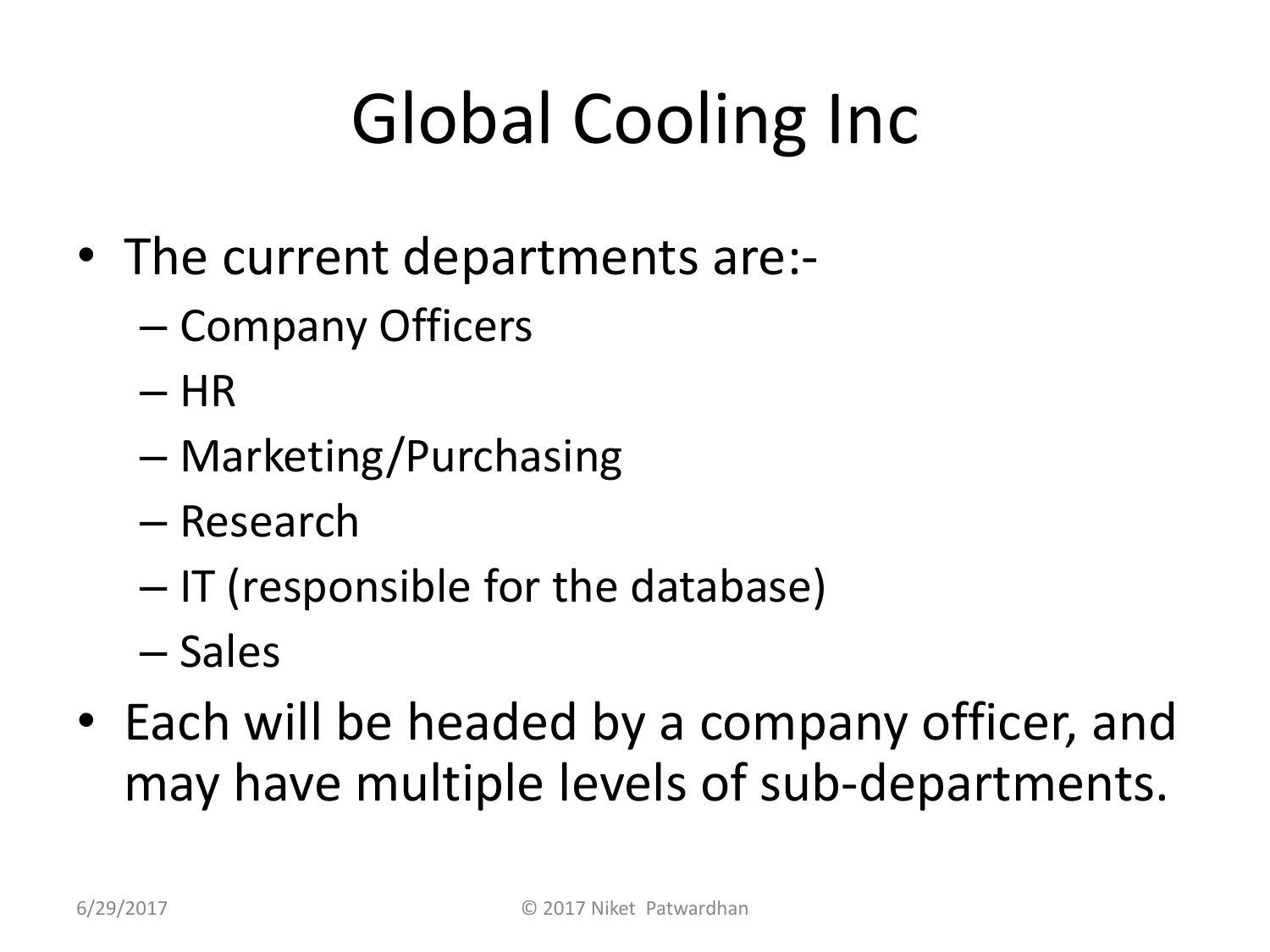# Global Cooling Inc

- The current departments are:-
  - Company Officers
  - HR
  - Marketing/Purchasing
  - Research
  - IT (responsible for the database)
  - Sales
- Each will be headed by a company officer, and may have multiple levels of sub-departments.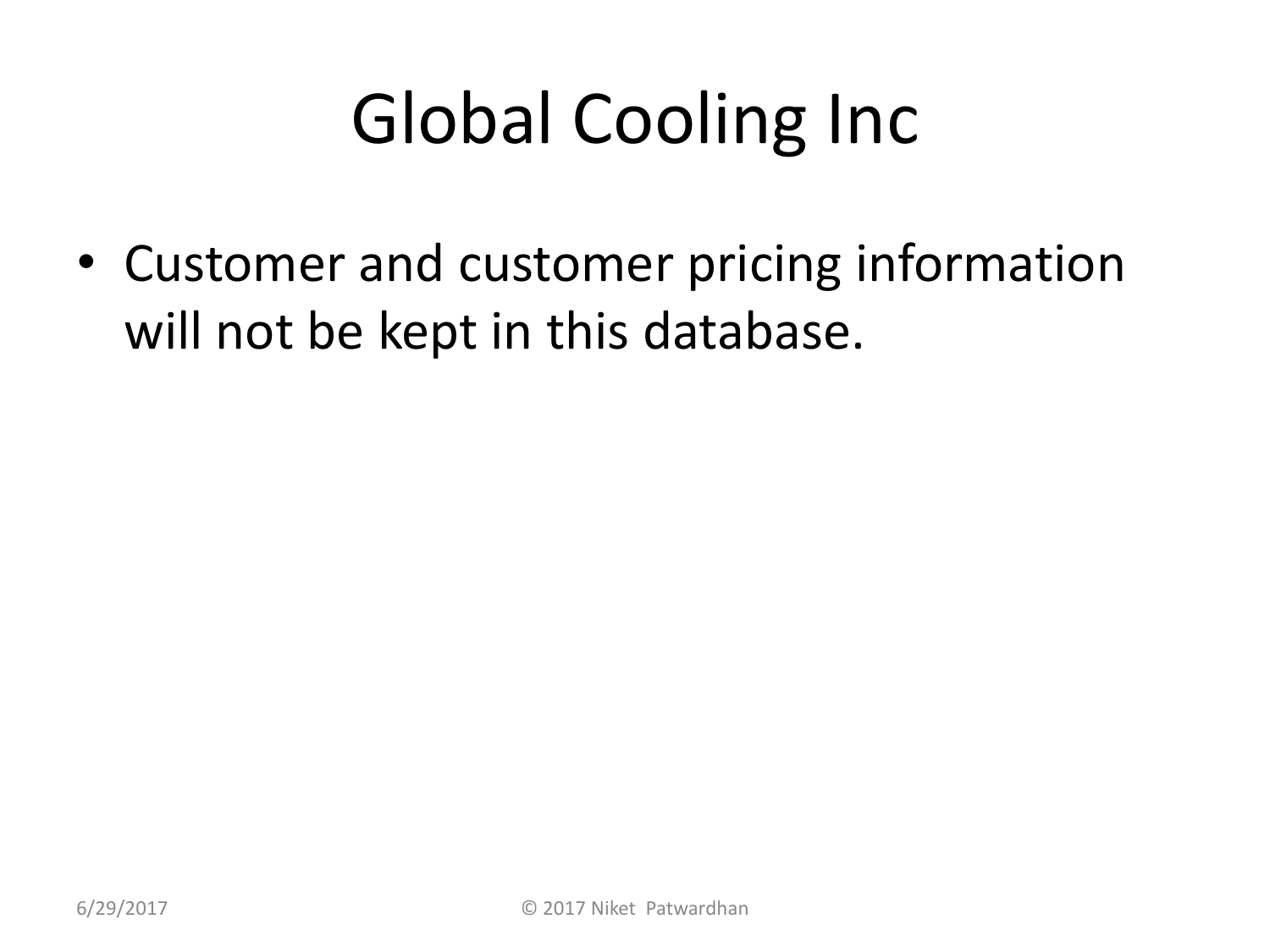# Global Cooling Inc

- Customer and customer pricing information will not be kept in this database.